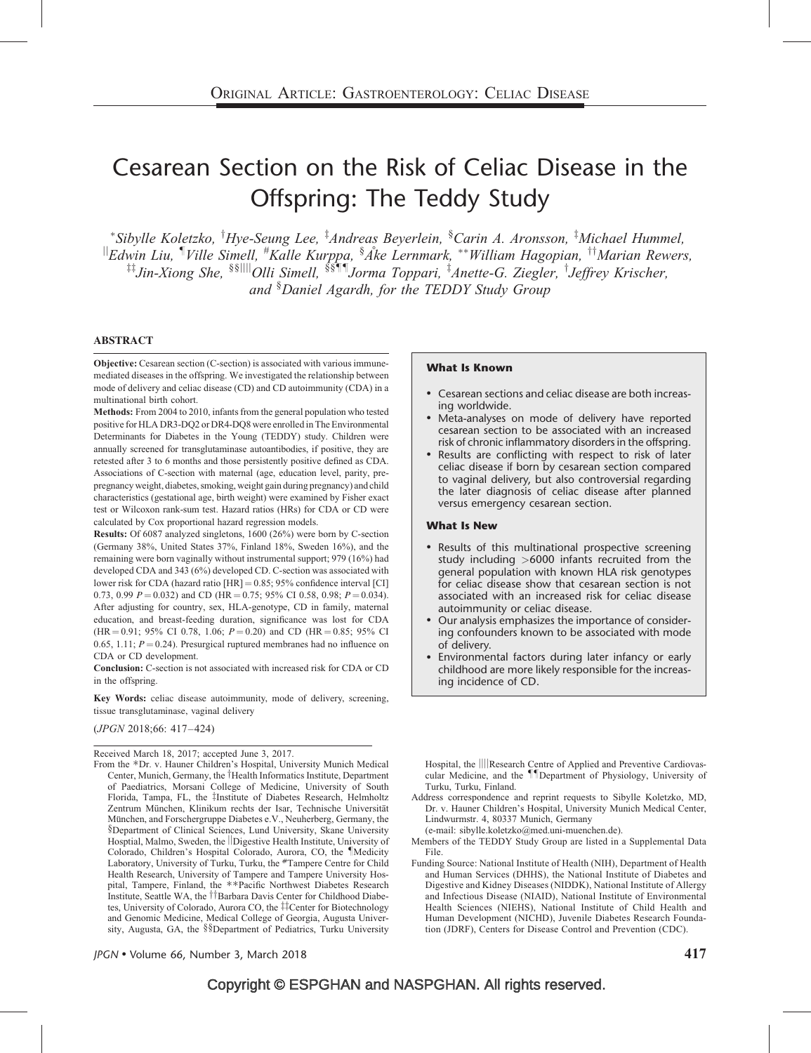# Cesarean Section on the Risk of Celiac Disease in the Offspring: The Teddy Study

[*]Sibylle Koletzko, [†]Hye-Seung Lee, [‡]Andreas Beyerlein, [§]Carin A. Aronsson, [‡]Michael Hummel, [||]Edwin Liu, [¶]Ville Simell, [#]Kalle Kurppa, [§]Åke Lernmark, [**]William Hagopian, [††]Marian Rewers, [‡‡]Jin-Xiong She, [§§||||]Olli Simell, [§§¶¶]Jorma Toppari, [‡]Anette-G. Ziegler, [†]Jeffrey Krischer, and [§]Daniel Agardh, for the TEDDY Study Group

## ABSTRACT

**Objective:** Cesarean section (C-section) is associated with various immune-mediated diseases in the offspring. We investigated the relationship between mode of delivery and celiac disease (CD) and CD autoimmunity (CDA) in a multinational birth cohort.

**Methods:** From 2004 to 2010, infants from the general population who tested positive for HLA DR3-DQ2 or DR4-DQ8 were enrolled in The Environmental Determinants for Diabetes in the Young (TEDDY) study. Children were annually screened for transglutaminase autoantibodies, if positive, they are retested after 3 to 6 months and those persistently positive defined as CDA. Associations of C-section with maternal (age, education level, parity, pre-pregnancy weight, diabetes, smoking, weight gain during pregnancy) and child characteristics (gestational age, birth weight) were examined by Fisher exact test or Wilcoxon rank-sum test. Hazard ratios (HRs) for CDA or CD were calculated by Cox proportional hazard regression models.

**Results:** Of 6087 analyzed singletons, 1600 (26%) were born by C-section (Germany 38%, United States 37%, Finland 18%, Sweden 16%), and the remaining were born vaginally without instrumental support; 979 (16%) had developed CDA and 343 (6%) developed CD. C-section was associated with lower risk for CDA (hazard ratio [HR] = 0.85; 95% confidence interval [CI] 0.73, 0.99 $P = 0.032$) and CD (HR = 0.75; 95% CI 0.58, 0.98; $P = 0.034$). After adjusting for country, sex, HLA-genotype, CD in family, maternal education, and breast-feeding duration, significance was lost for CDA (HR = 0.91; 95% CI 0.78, 1.06; $P = 0.20$) and CD (HR = 0.85; 95% CI 0.65, 1.11; $P = 0.24$). Presurgical ruptured membranes had no influence on CDA or CD development.

**Conclusion:** C-section is not associated with increased risk for CDA or CD in the offspring.

**Key Words:** celiac disease autoimmunity, mode of delivery, screening, tissue transglutaminase, vaginal delivery

(*JPGN* 2018;66: 417–424)

### What Is Known

- Cesarean sections and celiac disease are both increasing worldwide.
- Meta-analyses on mode of delivery have reported cesarean section to be associated with an increased risk of chronic inflammatory disorders in the offspring.
- Results are conflicting with respect to risk of later celiac disease if born by cesarean section compared to vaginal delivery, but also controversial regarding the later diagnosis of celiac disease after planned versus emergency cesarean section.

### What Is New

- Results of this multinational prospective screening study including >6000 infants recruited from the general population with known HLA risk genotypes for celiac disease show that cesarean section is not associated with an increased risk for celiac disease autoimmunity or celiac disease.
- Our analysis emphasizes the importance of considering confounders known to be associated with mode of delivery.
- Environmental factors during later infancy or early childhood are more likely responsible for the increasing incidence of CD.

Received March 18, 2017; accepted June 3, 2017.

From the *Dr. v. Hauner Children's Hospital, University Munich Medical Center, Munich, Germany, the †Health Informatics Institute, Department of Paediatrics, Morsani College of Medicine, University of South Florida, Tampa, FL, the ‡Institute of Diabetes Research, Helmholtz Zentrum München, Klinikum rechts der Isar, Technische Universität München, and Forschergruppe Diabetes e.V., Neuherberg, Germany, the §Department of Clinical Sciences, Lund University, Skane University Hosptial, Malmo, Sweden, the ||Digestive Health Institute, University of Colorado, Children's Hospital Colorado, Aurora, CO, the ¶Medicity Laboratory, University of Turku, Turku, the #Tampere Centre for Child Health Research, University of Tampere and Tampere University Hospital, Tampere, Finland, the **Pacific Northwest Diabetes Research Institute, Seattle WA, the ††Barbara Davis Center for Childhood Diabetes, University of Colorado, Aurora CO, the ‡‡Center for Biotechnology and Genomic Medicine, Medical College of Georgia, Augusta University, Augusta, GA, the §§Department of Pediatrics, Turku University Hospital, the ||||Research Centre of Applied and Preventive Cardiovascular Medicine, and the ¶¶Department of Physiology, University of Turku, Turku, Finland.

Address correspondence and reprint requests to Sibylle Koletzko, MD, Dr. v. Hauner Children's Hospital, University Munich Medical Center, Lindwurmstr. 4, 80337 Munich, Germany (e-mail: sibylle.koletzko@med.uni-muenchen.de).

Members of the TEDDY Study Group are listed in a Supplemental Data File.

Funding Source: National Institute of Health (NIH), Department of Health and Human Services (DHHS), the National Institute of Diabetes and Digestive and Kidney Diseases (NIDDK), National Institute of Allergy and Infectious Disease (NIAID), National Institute of Environmental Health Sciences (NIEHS), National Institute of Child Health and Human Development (NICHD), Juvenile Diabetes Research Foundation (JDRF), Centers for Disease Control and Prevention (CDC).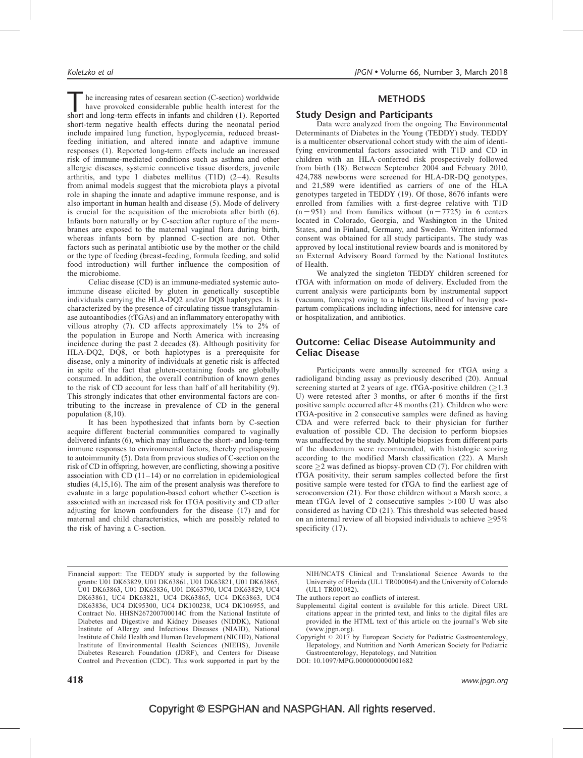The increasing rates of cesarean section (C-section) worldwide have provoked considerable public health interest for the short and long-term effects in infants and children (1). Reported short-term negative health effects during the neonatal period include impaired lung function, hypoglycemia, reduced breast-feeding initiation, and altered innate and adaptive immune responses (1). Reported long-term effects include an increased risk of immune-mediated conditions such as asthma and other allergic diseases, systemic connective tissue disorders, juvenile arthritis, and type 1 diabetes mellitus (T1D) (2–4). Results from animal models suggest that the microbiota plays a pivotal role in shaping the innate and adaptive immune response, and is also important in human health and disease (5). Mode of delivery is crucial for the acquisition of the microbiota after birth (6). Infants born naturally or by C-section after rupture of the membranes are exposed to the maternal vaginal flora during birth, whereas infants born by planned C-section are not. Other factors such as perinatal antibiotic use by the mother or the child or the type of feeding (breast-feeding, formula feeding, and solid food introduction) will further influence the composition of the microbiome.

Celiac disease (CD) is an immune-mediated systemic autoimmune disease elicited by gluten in genetically susceptible individuals carrying the HLA-DQ2 and/or DQ8 haplotypes. It is characterized by the presence of circulating tissue transglutaminase autoantibodies (tTGAs) and an inflammatory enteropathy with villous atrophy (7). CD affects approximately 1% to 2% of the population in Europe and North America with increasing incidence during the past 2 decades (8). Although positivity for HLA-DQ2, DQ8, or both haplotypes is a prerequisite for disease, only a minority of individuals at genetic risk is affected in spite of the fact that gluten-containing foods are globally consumed. In addition, the overall contribution of known genes to the risk of CD account for less than half of all heritability (9). This strongly indicates that other environmental factors are contributing to the increase in prevalence of CD in the general population (8,10).

It has been hypothesized that infants born by C-section acquire different bacterial communities compared to vaginally delivered infants (6), which may influence the short- and long-term immune responses to environmental factors, thereby predisposing to autoimmunity (5). Data from previous studies of C-section on the risk of CD in offspring, however, are conflicting, showing a positive association with CD (11–14) or no correlation in epidemiological studies (4,15,16). The aim of the present analysis was therefore to evaluate in a large population-based cohort whether C-section is associated with an increased risk for tTGA positivity and CD after adjusting for known confounders for the disease (17) and for maternal and child characteristics, which are possibly related to the risk of having a C-section.

## METHODS

### Study Design and Participants

Data were analyzed from the ongoing The Environmental Determinants of Diabetes in the Young (TEDDY) study. TEDDY is a multicenter observational cohort study with the aim of identifying environmental factors associated with T1D and CD in children with an HLA-conferred risk prospectively followed from birth (18). Between September 2004 and February 2010, 424,788 newborns were screened for HLA-DR-DQ genotypes, and 21,589 were identified as carriers of one of the HLA genotypes targeted in TEDDY (19). Of those, 8676 infants were enrolled from families with a first-degree relative with T1D ($n = 951$) and from families without ($n = 7725$) in 6 centers located in Colorado, Georgia, and Washington in the United States, and in Finland, Germany, and Sweden. Written informed consent was obtained for all study participants. The study was approved by local institutional review boards and is monitored by an External Advisory Board formed by the National Institutes of Health.

We analyzed the singleton TEDDY children screened for tTGA with information on mode of delivery. Excluded from the current analysis were participants born by instrumental support (vacuum, forceps) owing to a higher likelihood of having postpartum complications including infections, need for intensive care or hospitalization, and antibiotics.

### Outcome: Celiac Disease Autoimmunity and Celiac Disease

Participants were annually screened for tTGA using a radioligand binding assay as previously described (20). Annual screening started at 2 years of age. tTGA-positive children ($\geq$1.3 U) were retested after 3 months, or after 6 months if the first positive sample occurred after 48 months (21). Children who were tTGA-positive in 2 consecutive samples were defined as having CDA and were referred back to their physician for further evaluation of possible CD. The decision to perform biopsies was unaffected by the study. Multiple biopsies from different parts of the duodenum were recommended, with histologic scoring according to the modified Marsh classification (22). A Marsh score $\geq$2 was defined as biopsy-proven CD (7). For children with tTGA positivity, their serum samples collected before the first positive sample were tested for tTGA to find the earliest age of seroconversion (21). For those children without a Marsh score, a mean tTGA level of 2 consecutive samples >100 U was also considered as having CD (21). This threshold was selected based on an internal review of all biopsied individuals to achieve $\geq$95% specificity (17).

---

Financial support: The TEDDY study is supported by the following grants: U01 DK63829, U01 DK63861, U01 DK63821, U01 DK63865, U01 DK63863, U01 DK63836, U01 DK63790, UC4 DK63829, UC4 DK63861, UC4 DK63821, UC4 DK63865, UC4 DK63863, UC4 DK63836, UC4 DK95300, UC4 DK100238, UC4 DK106955, and Contract No. HHSN267200700014C from the National Institute of Diabetes and Digestive and Kidney Diseases (NIDDK), National Institute of Allergy and Infectious Diseases (NIAID), National Institute of Child Health and Human Development (NICHD), National Institute of Environmental Health Sciences (NIEHS), Juvenile Diabetes Research Foundation (JDRF), and Centers for Disease Control and Prevention (CDC). This work supported in part by the NIH/NCATS Clinical and Translational Science Awards to the University of Florida (UL1 TR000064) and the University of Colorado (UL1 TR001082).

The authors report no conflicts of interest.

Supplemental digital content is available for this article. Direct URL citations appear in the printed text, and links to the digital files are provided in the HTML text of this article on the journal's Web site (www.jpgn.org).

Copyright © 2017 by European Society for Pediatric Gastroenterology, Hepatology, and Nutrition and North American Society for Pediatric Gastroenterology, Hepatology, and Nutrition

DOI: 10.1097/MPG.0000000000001682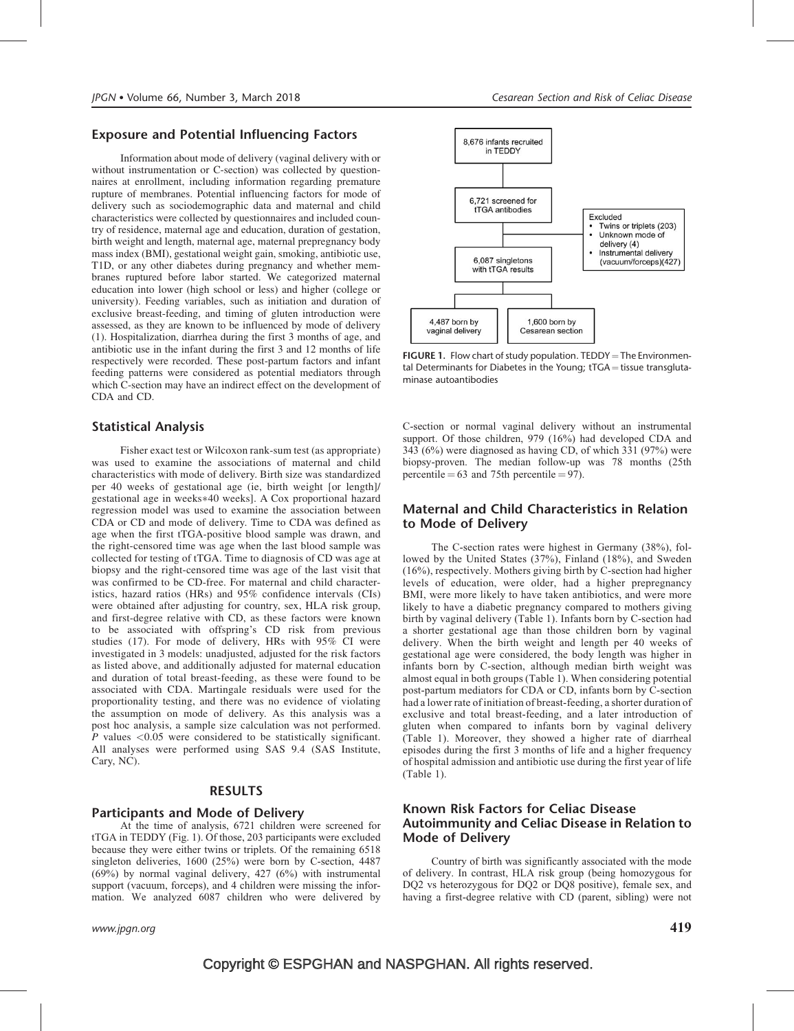## Exposure and Potential Influencing Factors

Information about mode of delivery (vaginal delivery with or without instrumentation or C-section) was collected by questionnaires at enrollment, including information regarding premature rupture of membranes. Potential influencing factors for mode of delivery such as sociodemographic data and maternal and child characteristics were collected by questionnaires and included country of residence, maternal age and education, duration of gestation, birth weight and length, maternal age, maternal prepregnancy body mass index (BMI), gestational weight gain, smoking, antibiotic use, T1D, or any other diabetes during pregnancy and whether membranes ruptured before labor started. We categorized maternal education into lower (high school or less) and higher (college or university). Feeding variables, such as initiation and duration of exclusive breast-feeding, and timing of gluten introduction were assessed, as they are known to be influenced by mode of delivery (1). Hospitalization, diarrhea during the first 3 months of age, and antibiotic use in the infant during the first 3 and 12 months of life respectively were recorded. These post-partum factors and infant feeding patterns were considered as potential mediators through which C-section may have an indirect effect on the development of CDA and CD.

## Statistical Analysis

Fisher exact test or Wilcoxon rank-sum test (as appropriate) was used to examine the associations of maternal and child characteristics with mode of delivery. Birth size was standardized per 40 weeks of gestational age (ie, birth weight [or length]/gestational age in weeks*40 weeks]. A Cox proportional hazard regression model was used to examine the association between CDA or CD and mode of delivery. Time to CDA was defined as age when the first tTGA-positive blood sample was drawn, and the right-censored time was age when the last blood sample was collected for testing of tTGA. Time to diagnosis of CD was age at biopsy and the right-censored time was age of the last visit that was confirmed to be CD-free. For maternal and child characteristics, hazard ratios (HRs) and 95% confidence intervals (CIs) were obtained after adjusting for country, sex, HLA risk group, and first-degree relative with CD, as these factors were known to be associated with offspring's CD risk from previous studies (17). For mode of delivery, HRs with 95% CI were investigated in 3 models: unadjusted, adjusted for the risk factors as listed above, and additionally adjusted for maternal education and duration of total breast-feeding, as these were found to be associated with CDA. Martingale residuals were used for the proportionality testing, and there was no evidence of violating the assumption on mode of delivery. As this analysis was a post hoc analysis, a sample size calculation was not performed. $P$ values $<0.05$ were considered to be statistically significant. All analyses were performed using SAS 9.4 (SAS Institute, Cary, NC).

## RESULTS

### Participants and Mode of Delivery

At the time of analysis, 6721 children were screened for tTGA in TEDDY (Fig. 1). Of those, 203 participants were excluded because they were either twins or triplets. Of the remaining 6518 singleton deliveries, 1600 (25%) were born by C-section, 4487 (69%) by normal vaginal delivery, 427 (6%) with instrumental support (vacuum, forceps), and 4 children were missing the information. We analyzed 6087 children who were delivered by C-section or normal vaginal delivery without an instrumental support. Of those children, 979 (16%) had developed CDA and 343 (6%) were diagnosed as having CD, of which 331 (97%) were biopsy-proven. The median follow-up was 78 months (25th percentile = 63 and 75th percentile = 97).

8,676 infants recruited in TEDDY → 6,721 screened for tTGA antibodies → Excluded: Twins or triplets (203); Unknown mode of delivery (4); Instrumental delivery (vacuum/forceps)(427) → 6,087 singletons with tTGA results → 4,487 born by vaginal delivery; 1,600 born by Cesarean section

**FIGURE 1.** Flow chart of study population. TEDDY = The Environmental Determinants for Diabetes in the Young; tTGA = tissue transglutaminase autoantibodies

### Maternal and Child Characteristics in Relation to Mode of Delivery

The C-section rates were highest in Germany (38%), followed by the United States (37%), Finland (18%), and Sweden (16%), respectively. Mothers giving birth by C-section had higher levels of education, were older, had a higher prepregnancy BMI, were more likely to have taken antibiotics, and were more likely to have a diabetic pregnancy compared to mothers giving birth by vaginal delivery (Table 1). Infants born by C-section had a shorter gestational age than those children born by vaginal delivery. When the birth weight and length per 40 weeks of gestational age were considered, the body length was higher in infants born by C-section, although median birth weight was almost equal in both groups (Table 1). When considering potential post-partum mediators for CDA or CD, infants born by C-section had a lower rate of initiation of breast-feeding, a shorter duration of exclusive and total breast-feeding, and a later introduction of gluten when compared to infants born by vaginal delivery (Table 1). Moreover, they showed a higher rate of diarrheal episodes during the first 3 months of life and a higher frequency of hospital admission and antibiotic use during the first year of life (Table 1).

### Known Risk Factors for Celiac Disease Autoimmunity and Celiac Disease in Relation to Mode of Delivery

Country of birth was significantly associated with the mode of delivery. In contrast, HLA risk group (being homozygous for DQ2 vs heterozygous for DQ2 or DQ8 positive), female sex, and having a first-degree relative with CD (parent, sibling) were not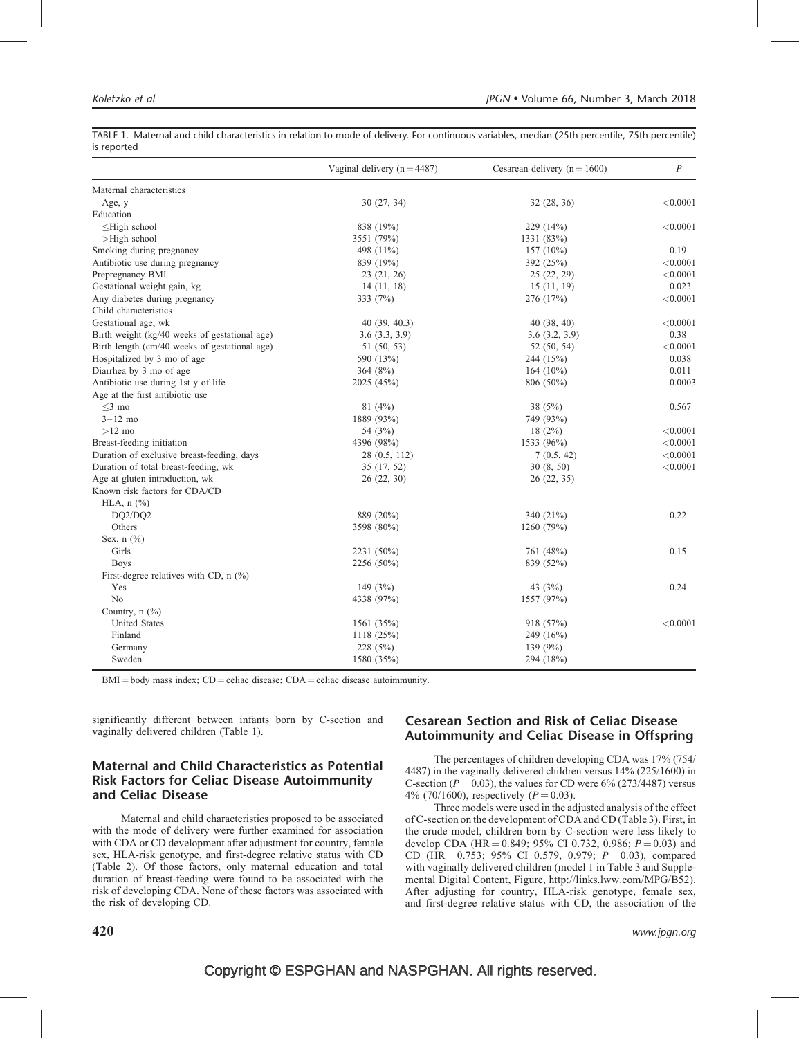TABLE 1. Maternal and child characteristics in relation to mode of delivery. For continuous variables, median (25th percentile, 75th percentile) is reported

| | Vaginal delivery (n = 4487) | Cesarean delivery (n = 1600) | *P* |
|---|---|---|---|
| Maternal characteristics | | | |
| Age, y | 30 (27, 34) | 32 (28, 36) | <0.0001 |
| Education | | | |
| ≤High school | 838 (19%) | 229 (14%) | <0.0001 |
| >High school | 3551 (79%) | 1331 (83%) | |
| Smoking during pregnancy | 498 (11%) | 157 (10%) | 0.19 |
| Antibiotic use during pregnancy | 839 (19%) | 392 (25%) | <0.0001 |
| Prepregnancy BMI | 23 (21, 26) | 25 (22, 29) | <0.0001 |
| Gestational weight gain, kg | 14 (11, 18) | 15 (11, 19) | 0.023 |
| Any diabetes during pregnancy | 333 (7%) | 276 (17%) | <0.0001 |
| Child characteristics | | | |
| Gestational age, wk | 40 (39, 40.3) | 40 (38, 40) | <0.0001 |
| Birth weight (kg/40 weeks of gestational age) | 3.6 (3.3, 3.9) | 3.6 (3.2, 3.9) | 0.38 |
| Birth length (cm/40 weeks of gestational age) | 51 (50, 53) | 52 (50, 54) | <0.0001 |
| Hospitalized by 3 mo of age | 590 (13%) | 244 (15%) | 0.038 |
| Diarrhea by 3 mo of age | 364 (8%) | 164 (10%) | 0.011 |
| Antibiotic use during 1st y of life | 2025 (45%) | 806 (50%) | 0.0003 |
| Age at the first antibiotic use | | | |
| ≤3 mo | 81 (4%) | 38 (5%) | 0.567 |
| 3–12 mo | 1889 (93%) | 749 (93%) | |
| >12 mo | 54 (3%) | 18 (2%) | <0.0001 |
| Breast-feeding initiation | 4396 (98%) | 1533 (96%) | <0.0001 |
| Duration of exclusive breast-feeding, days | 28 (0.5, 112) | 7 (0.5, 42) | <0.0001 |
| Duration of total breast-feeding, wk | 35 (17, 52) | 30 (8, 50) | <0.0001 |
| Age at gluten introduction, wk | 26 (22, 30) | 26 (22, 35) | |
| Known risk factors for CDA/CD | | | |
| HLA, n (%) | | | |
| DQ2/DQ2 | 889 (20%) | 340 (21%) | 0.22 |
| Others | 3598 (80%) | 1260 (79%) | |
| Sex, n (%) | | | |
| Girls | 2231 (50%) | 761 (48%) | 0.15 |
| Boys | 2256 (50%) | 839 (52%) | |
| First-degree relatives with CD, n (%) | | | |
| Yes | 149 (3%) | 43 (3%) | 0.24 |
| No | 4338 (97%) | 1557 (97%) | |
| Country, n (%) | | | |
| United States | 1561 (35%) | 918 (57%) | <0.0001 |
| Finland | 1118 (25%) | 249 (16%) | |
| Germany | 228 (5%) | 139 (9%) | |
| Sweden | 1580 (35%) | 294 (18%) | |

BMI = body mass index; CD = celiac disease; CDA = celiac disease autoimmunity.

significantly different between infants born by C-section and vaginally delivered children (Table 1).

## Maternal and Child Characteristics as Potential Risk Factors for Celiac Disease Autoimmunity and Celiac Disease

Maternal and child characteristics proposed to be associated with the mode of delivery were further examined for association with CDA or CD development after adjustment for country, female sex, HLA-risk genotype, and first-degree relative status with CD (Table 2). Of those factors, only maternal education and total duration of breast-feeding were found to be associated with the risk of developing CDA. None of these factors was associated with the risk of developing CD.

## Cesarean Section and Risk of Celiac Disease Autoimmunity and Celiac Disease in Offspring

The percentages of children developing CDA was 17% (754/4487) in the vaginally delivered children versus 14% (225/1600) in C-section ($P = 0.03$), the values for CD were 6% (273/4487) versus 4% (70/1600), respectively ($P = 0.03$).

Three models were used in the adjusted analysis of the effect of C-section on the development of CDA and CD (Table 3). First, in the crude model, children born by C-section were less likely to develop CDA (HR = 0.849; 95% CI 0.732, 0.986; $P = 0.03$) and CD (HR = 0.753; 95% CI 0.579, 0.979; $P = 0.03$), compared with vaginally delivered children (model 1 in Table 3 and Supplemental Digital Content, Figure, http://links.lww.com/MPG/B52). After adjusting for country, HLA-risk genotype, female sex, and first-degree relative status with CD, the association of the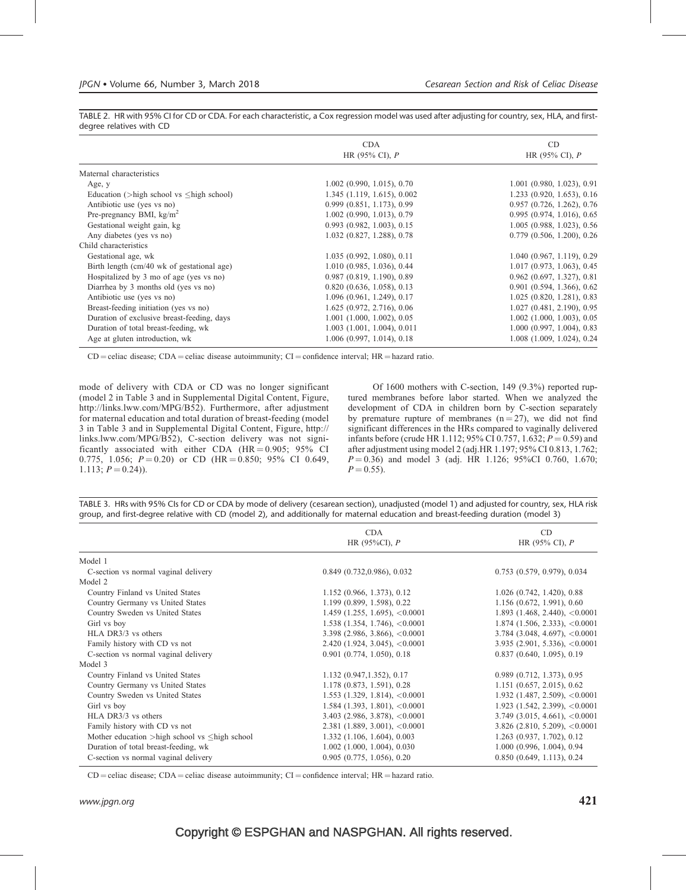TABLE 2. HR with 95% CI for CD or CDA. For each characteristic, a Cox regression model was used after adjusting for country, sex, HLA, and first-degree relatives with CD

| | CDA HR (95% CI), P | CD HR (95% CI), P |
|---|---|---|
| Maternal characteristics | | |
| Age, y | 1.002 (0.990, 1.015), 0.70 | 1.001 (0.980, 1.023), 0.91 |
| Education (>high school vs ≤high school) | 1.345 (1.119, 1.615), 0.002 | 1.233 (0.920, 1.653), 0.16 |
| Antibiotic use (yes vs no) | 0.999 (0.851, 1.173), 0.99 | 0.957 (0.726, 1.262), 0.76 |
| Pre-pregnancy BMI, kg/m$^2$ | 1.002 (0.990, 1.013), 0.79 | 0.995 (0.974, 1.016), 0.65 |
| Gestational weight gain, kg | 0.993 (0.982, 1.003), 0.15 | 1.005 (0.988, 1.023), 0.56 |
| Any diabetes (yes vs no) | 1.032 (0.827, 1.288), 0.78 | 0.779 (0.506, 1.200), 0.26 |
| Child characteristics | | |
| Gestational age, wk | 1.035 (0.992, 1.080), 0.11 | 1.040 (0.967, 1.119), 0.29 |
| Birth length (cm/40 wk of gestational age) | 1.010 (0.985, 1.036), 0.44 | 1.017 (0.973, 1.063), 0.45 |
| Hospitalized by 3 mo of age (yes vs no) | 0.987 (0.819, 1.190), 0.89 | 0.962 (0.697, 1.327), 0.81 |
| Diarrhea by 3 months old (yes vs no) | 0.820 (0.636, 1.058), 0.13 | 0.901 (0.594, 1.366), 0.62 |
| Antibiotic use (yes vs no) | 1.096 (0.961, 1.249), 0.17 | 1.025 (0.820, 1.281), 0.83 |
| Breast-feeding initiation (yes vs no) | 1.625 (0.972, 2.716), 0.06 | 1.027 (0.481, 2.190), 0.95 |
| Duration of exclusive breast-feeding, days | 1.001 (1.000, 1.002), 0.05 | 1.002 (1.000, 1.003), 0.05 |
| Duration of total breast-feeding, wk | 1.003 (1.001, 1.004), 0.011 | 1.000 (0.997, 1.004), 0.83 |
| Age at gluten introduction, wk | 1.006 (0.997, 1.014), 0.18 | 1.008 (1.009, 1.024), 0.24 |

CD = celiac disease; CDA = celiac disease autoimmunity; CI = confidence interval; HR = hazard ratio.

mode of delivery with CDA or CD was no longer significant (model 2 in Table 3 and in Supplemental Digital Content, Figure, http://links.lww.com/MPG/B52). Furthermore, after adjustment for maternal education and total duration of breast-feeding (model 3 in Table 3 and in Supplemental Digital Content, Figure, http://links.lww.com/MPG/B52), C-section delivery was not significantly associated with either CDA (HR = 0.905; 95% CI 0.775, 1.056; $P = 0.20$) or CD (HR = 0.850; 95% CI 0.649, 1.113; $P = 0.24$)).

Of 1600 mothers with C-section, 149 (9.3%) reported ruptured membranes before labor started. When we analyzed the development of CDA in children born by C-section separately by premature rupture of membranes ($n = 27$), we did not find significant differences in the HRs compared to vaginally delivered infants before (crude HR 1.112; 95% CI 0.757, 1.632; $P = 0.59$) and after adjustment using model 2 (adj.HR 1.197; 95% CI 0.813, 1.762; $P = 0.36$) and model 3 (adj. HR 1.126; 95%CI 0.760, 1.670; $P = 0.55$).

TABLE 3. HRs with 95% CIs for CD or CDA by mode of delivery (cesarean section), unadjusted (model 1) and adjusted for country, sex, HLA risk group, and first-degree relative with CD (model 2), and additionally for maternal education and breast-feeding duration (model 3)

| | CDA HR (95%CI), P | CD HR (95% CI), P |
|---|---|---|
| Model 1 | | |
| C-section vs normal vaginal delivery | 0.849 (0.732,0.986), 0.032 | 0.753 (0.579, 0.979), 0.034 |
| Model 2 | | |
| Country Finland vs United States | 1.152 (0.966, 1.373), 0.12 | 1.026 (0.742, 1.420), 0.88 |
| Country Germany vs United States | 1.199 (0.899, 1.598), 0.22 | 1.156 (0.672, 1.991), 0.60 |
| Country Sweden vs United States | 1.459 (1.255, 1.695), <0.0001 | 1.893 (1.468, 2.440), <0.0001 |
| Girl vs boy | 1.538 (1.354, 1.746), <0.0001 | 1.874 (1.506, 2.333), <0.0001 |
| HLA DR3/3 vs others | 3.398 (2.986, 3.866), <0.0001 | 3.784 (3.048, 4.697), <0.0001 |
| Family history with CD vs not | 2.420 (1.924, 3.045), <0.0001 | 3.935 (2.901, 5.336), <0.0001 |
| C-section vs normal vaginal delivery | 0.901 (0.774, 1.050), 0.18 | 0.837 (0.640, 1.095), 0.19 |
| Model 3 | | |
| Country Finland vs United States | 1.132 (0.947,1.352), 0.17 | 0.989 (0.712, 1.373), 0.95 |
| Country Germany vs United States | 1.178 (0.873, 1.591), 0.28 | 1.151 (0.657, 2.015), 0.62 |
| Country Sweden vs United States | 1.553 (1.329, 1.814), <0.0001 | 1.932 (1.487, 2.509), <0.0001 |
| Girl vs boy | 1.584 (1.393, 1.801), <0.0001 | 1.923 (1.542, 2.399), <0.0001 |
| HLA DR3/3 vs others | 3.403 (2.986, 3.878), <0.0001 | 3.749 (3.015, 4.661), <0.0001 |
| Family history with CD vs not | 2.381 (1.889, 3.001), <0.0001 | 3.826 (2.810, 5.209), <0.0001 |
| Mother education >high school vs ≤high school | 1.332 (1.106, 1.604), 0.003 | 1.263 (0.937, 1.702), 0.12 |
| Duration of total breast-feeding, wk | 1.002 (1.000, 1.004), 0.030 | 1.000 (0.996, 1.004), 0.94 |
| C-section vs normal vaginal delivery | 0.905 (0.775, 1.056), 0.20 | 0.850 (0.649, 1.113), 0.24 |

CD = celiac disease; CDA = celiac disease autoimmunity; CI = confidence interval; HR = hazard ratio.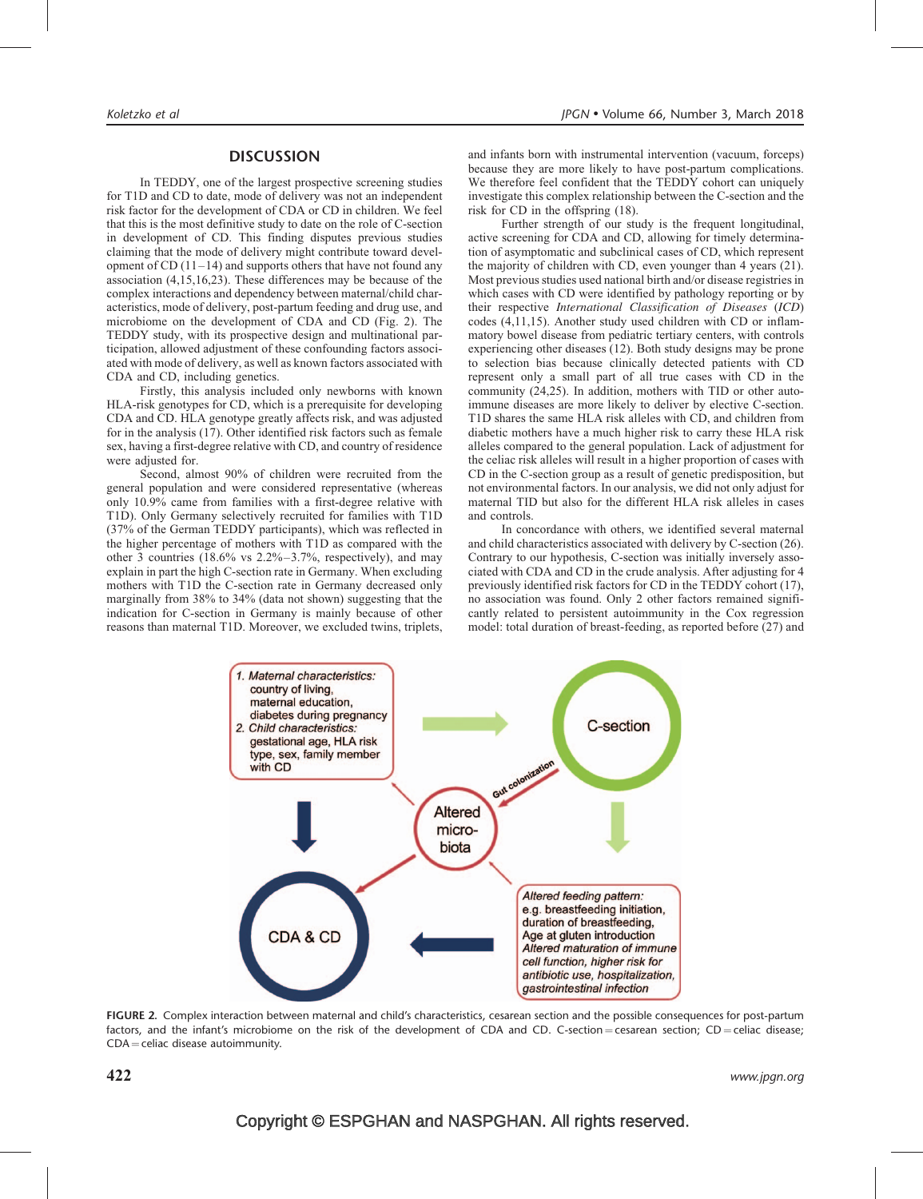## DISCUSSION

In TEDDY, one of the largest prospective screening studies for T1D and CD to date, mode of delivery was not an independent risk factor for the development of CDA or CD in children. We feel that this is the most definitive study to date on the role of C-section in development of CD. This finding disputes previous studies claiming that the mode of delivery might contribute toward development of CD (11–14) and supports others that have not found any association (4,15,16,23). These differences may be because of the complex interactions and dependency between maternal/child characteristics, mode of delivery, post-partum feeding and drug use, and microbiome on the development of CDA and CD (Fig. 2). The TEDDY study, with its prospective design and multinational participation, allowed adjustment of these confounding factors associated with mode of delivery, as well as known factors associated with CDA and CD, including genetics.

Firstly, this analysis included only newborns with known HLA-risk genotypes for CD, which is a prerequisite for developing CDA and CD. HLA genotype greatly affects risk, and was adjusted for in the analysis (17). Other identified risk factors such as female sex, having a first-degree relative with CD, and country of residence were adjusted for.

Second, almost 90% of children were recruited from the general population and were considered representative (whereas only 10.9% came from families with a first-degree relative with T1D). Only Germany selectively recruited for families with T1D (37% of the German TEDDY participants), which was reflected in the higher percentage of mothers with T1D as compared with the other 3 countries (18.6% vs 2.2%–3.7%, respectively), and may explain in part the high C-section rate in Germany. When excluding mothers with T1D the C-section rate in Germany decreased only marginally from 38% to 34% (data not shown) suggesting that the indication for C-section in Germany is mainly because of other reasons than maternal T1D. Moreover, we excluded twins, triplets, and infants born with instrumental intervention (vacuum, forceps) because they are more likely to have post-partum complications. We therefore feel confident that the TEDDY cohort can uniquely investigate this complex relationship between the C-section and the risk for CD in the offspring (18).

Further strength of our study is the frequent longitudinal, active screening for CDA and CD, allowing for timely determination of asymptomatic and subclinical cases of CD, which represent the majority of children with CD, even younger than 4 years (21). Most previous studies used national birth and/or disease registries in which cases with CD were identified by pathology reporting or by their respective *International Classification of Diseases* (*ICD*) codes (4,11,15). Another study used children with CD or inflammatory bowel disease from pediatric tertiary centers, with controls experiencing other diseases (12). Both study designs may be prone to selection bias because clinically detected patients with CD represent only a small part of all true cases with CD in the community (24,25). In addition, mothers with TID or other autoimmune diseases are more likely to deliver by elective C-section. T1D shares the same HLA risk alleles with CD, and children from diabetic mothers have a much higher risk to carry these HLA risk alleles compared to the general population. Lack of adjustment for the celiac risk alleles will result in a higher proportion of cases with CD in the C-section group as a result of genetic predisposition, but not environmental factors. In our analysis, we did not only adjust for maternal TID but also for the different HLA risk alleles in cases and controls.

In concordance with others, we identified several maternal and child characteristics associated with delivery by C-section (26). Contrary to our hypothesis, C-section was initially inversely associated with CDA and CD in the crude analysis. After adjusting for 4 previously identified risk factors for CD in the TEDDY cohort (17), no association was found. Only 2 other factors remained significantly related to persistent autoimmunity in the Cox regression model: total duration of breast-feeding, as reported before (27) and

FIGURE 2. Complex interaction between maternal and child's characteristics, cesarean section and the possible consequences for post-partum factors, and the infant's microbiome on the risk of the development of CDA and CD. C-section = cesarean section; CD = celiac disease; CDA = celiac disease autoimmunity.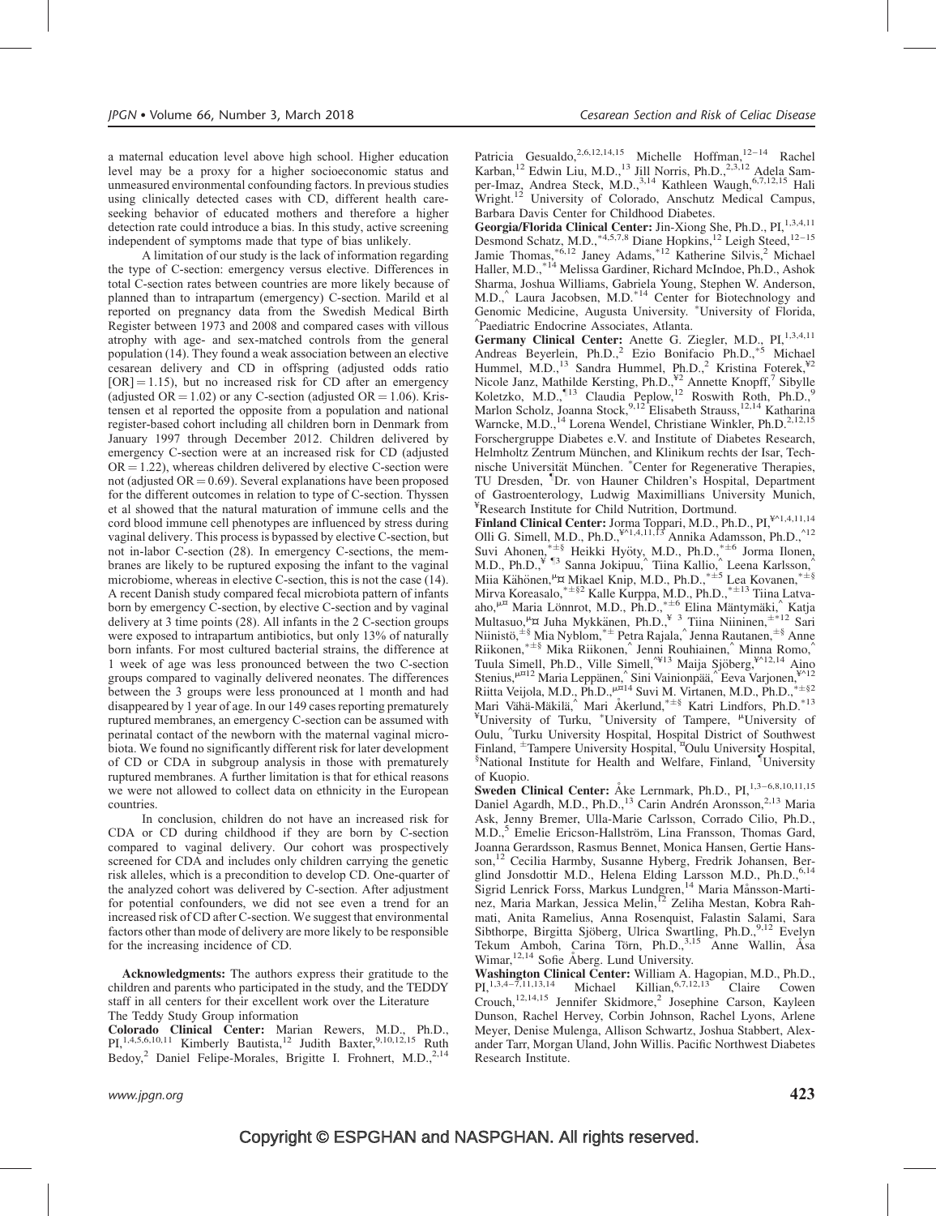a maternal education level above high school. Higher education level may be a proxy for a higher socioeconomic status and unmeasured environmental confounding factors. In previous studies using clinically detected cases with CD, different health care-seeking behavior of educated mothers and therefore a higher detection rate could introduce a bias. In this study, active screening independent of symptoms made that type of bias unlikely.

A limitation of our study is the lack of information regarding the type of C-section: emergency versus elective. Differences in total C-section rates between countries are more likely because of planned than to intrapartum (emergency) C-section. Marild et al reported on pregnancy data from the Swedish Medical Birth Register between 1973 and 2008 and compared cases with villous atrophy with age- and sex-matched controls from the general population (14). They found a weak association between an elective cesarean delivery and CD in offspring (adjusted odds ratio [OR] = 1.15), but no increased risk for CD after an emergency (adjusted OR = 1.02) or any C-section (adjusted OR = 1.06). Kristensen et al reported the opposite from a population and national register-based cohort including all children born in Denmark from January 1997 through December 2012. Children delivered by emergency C-section were at an increased risk for CD (adjusted OR = 1.22), whereas children delivered by elective C-section were not (adjusted OR = 0.69). Several explanations have been proposed for the different outcomes in relation to type of C-section. Thyssen et al showed that the natural maturation of immune cells and the cord blood immune cell phenotypes are influenced by stress during vaginal delivery. This process is bypassed by elective C-section, but not in-labor C-section (28). In emergency C-sections, the membranes are likely to be ruptured exposing the infant to the vaginal microbiome, whereas in elective C-section, this is not the case (14). A recent Danish study compared fecal microbiota pattern of infants born by emergency C-section, by elective C-section and by vaginal delivery at 3 time points (28). All infants in the 2 C-section groups were exposed to intrapartum antibiotics, but only 13% of naturally born infants. For most cultured bacterial strains, the difference at 1 week of age was less pronounced between the two C-section groups compared to vaginally delivered neonates. The differences between the 3 groups were less pronounced at 1 month and had disappeared by 1 year of age. In our 149 cases reporting prematurely ruptured membranes, an emergency C-section can be assumed with perinatal contact of the newborn with the maternal vaginal microbiota. We found no significantly different risk for later development of CD or CDA in subgroup analysis in those with prematurely ruptured membranes. A further limitation is that for ethical reasons we were not allowed to collect data on ethnicity in the European countries.

In conclusion, children do not have an increased risk for CDA or CD during childhood if they are born by C-section compared to vaginal delivery. Our cohort was prospectively screened for CDA and includes only children carrying the genetic risk alleles, which is a precondition to develop CD. One-quarter of the analyzed cohort was delivered by C-section. After adjustment for potential confounders, we did not see even a trend for an increased risk of CD after C-section. We suggest that environmental factors other than mode of delivery are more likely to be responsible for the increasing incidence of CD.

**Acknowledgments:** The authors express their gratitude to the children and parents who participated in the study, and the TEDDY staff in all centers for their excellent work over the Literature

The Teddy Study Group information

**Colorado Clinical Center:** Marian Rewers, M.D., Ph.D., PI,[1,4,5,6,10,11] Kimberly Bautista,[12] Judith Baxter,[9,10,12,15] Ruth Bedoy,[2] Daniel Felipe-Morales, Brigitte I. Frohnert, M.D.,[2,14] Patricia Gesualdo,[2,6,12,14,15] Michelle Hoffman,[12–14] Rachel Karban,[12] Edwin Liu, M.D.,[13] Jill Norris, Ph.D.,[2,3,12] Adela Samper-Imaz, Andrea Steck, M.D.,[3,14] Kathleen Waugh,[6,7,12,15] Hali Wright.[12] University of Colorado, Anschutz Medical Campus, Barbara Davis Center for Childhood Diabetes.

**Georgia/Florida Clinical Center:** Jin-Xiong She, Ph.D., PI,[1,3,4,11] Desmond Schatz, M.D.,[*4,5,7,8] Diane Hopkins,[12] Leigh Steed,[12–15] Jamie Thomas,[*6,12] Janey Adams,[*12] Katherine Silvis,[2] Michael Haller, M.D.,[*14] Melissa Gardiner, Richard McIndoe, Ph.D., Ashok Sharma, Joshua Williams, Gabriela Young, Stephen W. Anderson, M.D.,[^] Laura Jacobsen, M.D.[*14] Center for Biotechnology and Genomic Medicine, Augusta University. [*]University of Florida, [^]Paediatric Endocrine Associates, Atlanta.

**Germany Clinical Center:** Anette G. Ziegler, M.D., PI,[1,3,4,11] Andreas Beyerlein, Ph.D.,[2] Ezio Bonifacio Ph.D.,[*5] Michael Hummel, M.D.,[13] Sandra Hummel, Ph.D.,[2] Kristina Foterek,[¥2] Nicole Janz, Mathilde Kersting, Ph.D.,[¥2] Annette Knopff,[7] Sibylle Koletzko, M.D.,[¶13] Claudia Peplow,[12] Roswith Roth, Ph.D.,[9] Marlon Scholz, Joanna Stock,[9,12] Elisabeth Strauss,[12,14] Katharina Warncke, M.D.,[14] Lorena Wendel, Christiane Winkler, Ph.D.[2,12,15] Forschergruppe Diabetes e.V. and Institute of Diabetes Research, Helmholtz Zentrum München, and Klinikum rechts der Isar, Technische Universität München. [*]Center for Regenerative Therapies, TU Dresden, [¶]Dr. von Hauner Children's Hospital, Department of Gastroenterology, Ludwig Maximillians University Munich, [¥]Research Institute for Child Nutrition, Dortmund.

**Finland Clinical Center:** Jorma Toppari, M.D., Ph.D., PI,[¥^1,4,11,14] Olli G. Simell, M.D., Ph.D.,[¥^1,4,11,13] Annika Adamsson, Ph.D.,[^12] Suvi Ahonen,[*±§] Heikki Hyöty, M.D., Ph.D.,[*±6] Jorma Ilonen, M.D., Ph.D.,[¥ ¶3] Sanna Jokipuu,[^] Tiina Kallio,[^] Leena Karlsson,[^] Miia Kähönen,[μ¤] Mikael Knip, M.D., Ph.D.,[*±5] Lea Kovanen,[*±§] Mirva Koreasalo,[*±§2] Kalle Kurppa, M.D., Ph.D.,[*±13] Tiina Latva-aho,[μ¤] Maria Lönnrot, M.D., Ph.D.,[*±6] Elina Mäntymäki,[^] Katja Multasuo,[μ¤] Juha Mykkänen, Ph.D.,[¥ 3] Tiina Niininen,[±*12] Sari Niinistö,[±§] Mia Nyblom,[*±] Petra Rajala,[^] Jenna Rautanen,[±§] Anne Riikonen,[*±§] Mika Riikonen,[^] Jenni Rouhiainen,[^] Minna Romo,[^] Tuula Simell, Ph.D., Ville Simell,[^¥13] Maija Sjöberg,[¥^12,14] Aino Stenius,[μ¤12] Maria Leppänen,[^] Sini Vainionpää,[^] Eeva Varjonen,[¥^12] Riitta Veijola, M.D., Ph.D.,[μ¤14] Suvi M. Virtanen, M.D., Ph.D.,[*±§2] Mari Vähä-Mäkilä,[^] Mari Åkerlund,[*±§] Katri Lindfors, Ph.D.[*13] [¥]University of Turku, [*]University of Tampere, [μ]University of Oulu, [^]Turku University Hospital, Hospital District of Southwest Finland, [±]Tampere University Hospital, [¤]Oulu University Hospital, [§]National Institute for Health and Welfare, Finland, [¶]University of Kuopio.

**Sweden Clinical Center:** Åke Lernmark, Ph.D., PI,[1,3–6,8,10,11,15] Daniel Agardh, M.D., Ph.D.,[13] Carin Andrén Aronsson,[2,13] Maria Ask, Jenny Bremer, Ulla-Marie Carlsson, Corrado Cilio, Ph.D., M.D.,[5] Emelie Ericson-Hallström, Lina Fransson, Thomas Gard, Joanna Gerardsson, Rasmus Bennet, Monica Hansen, Gertie Hansson,[12] Cecilia Harmby, Susanne Hyberg, Fredrik Johansen, Berglind Jonsdottir M.D., Helena Elding Larsson M.D., Ph.D.,[6,14] Sigrid Lenrick Forss, Markus Lundgren,[14] Maria Månsson-Martinez, Maria Markan, Jessica Melin,[12] Zeliha Mestan, Kobra Rahmati, Anita Ramelius, Anna Rosenquist, Falastin Salami, Sara Sibthorpe, Birgitta Sjöberg, Ulrica Swartling, Ph.D.,[9,12] Evelyn Tekum Amboh, Carina Törn, Ph.D.,[3,15] Anne Wallin, Åsa Wimar,[12,14] Sofie Åberg. Lund University.

**Washington Clinical Center:** William A. Hagopian, M.D., Ph.D., PI,[1,3,4–7,11,13,14] Michael Killian,[6,7,12,13] Claire Cowen Crouch,[12,14,15] Jennifer Skidmore,[2] Josephine Carson, Kayleen Dunson, Rachel Hervey, Corbin Johnson, Rachel Lyons, Arlene Meyer, Denise Mulenga, Allison Schwartz, Joshua Stabbert, Alexander Tarr, Morgan Uland, John Willis. Pacific Northwest Diabetes Research Institute.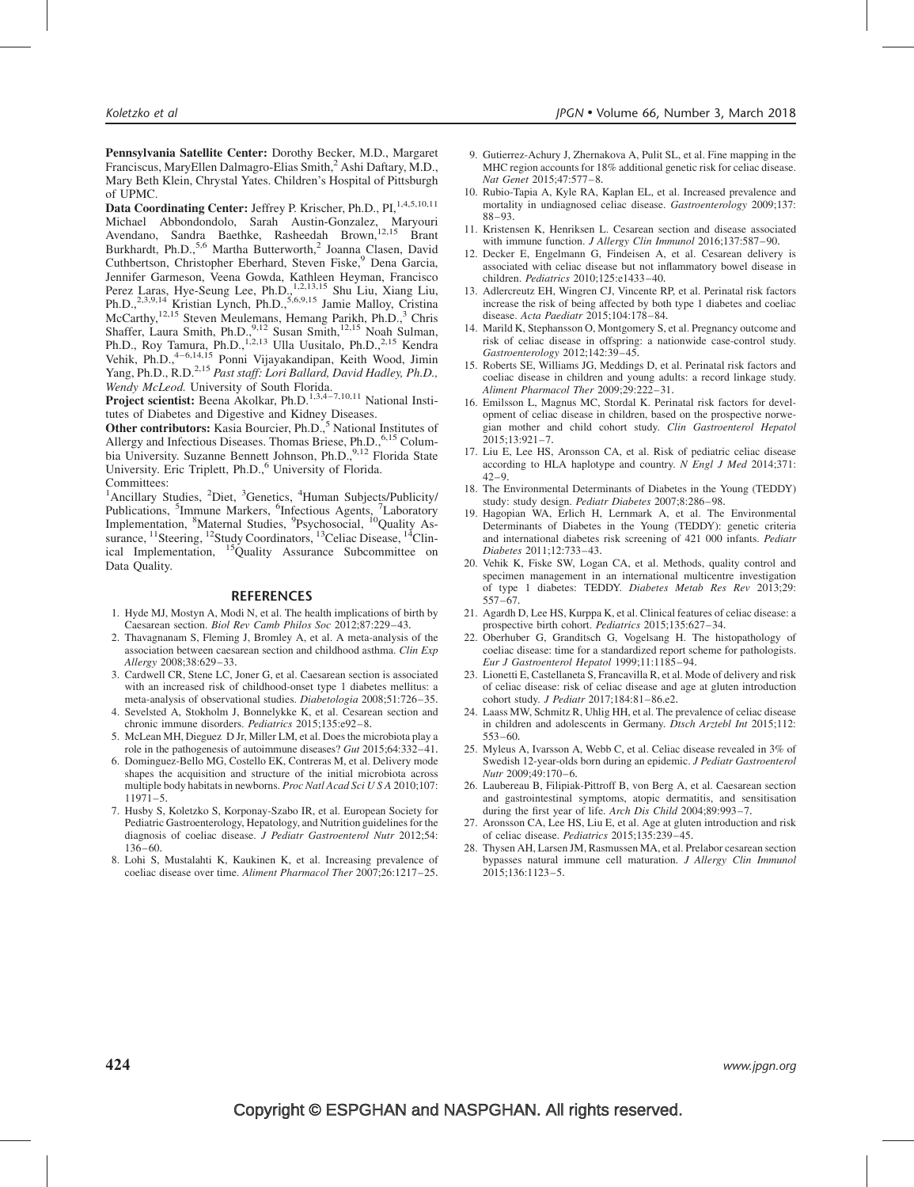**Pennsylvania Satellite Center:** Dorothy Becker, M.D., Margaret Franciscus, MaryEllen Dalmagro-Elias Smith,[2] Ashi Daftary, M.D., Mary Beth Klein, Chrystal Yates. Children's Hospital of Pittsburgh of UPMC.

**Data Coordinating Center:** Jeffrey P. Krischer, Ph.D., PI,[1,4,5,10,11] Michael Abbondondolo, Sarah Austin-Gonzalez, Maryouri Avendano, Sandra Baethke, Rasheedah Brown,[12,15] Brant Burkhardt, Ph.D.,[5,6] Martha Butterworth,[2] Joanna Clasen, David Cuthbertson, Christopher Eberhard, Steven Fiske,[9] Dena Garcia, Jennifer Garmeson, Veena Gowda, Kathleen Heyman, Francisco Perez Laras, Hye-Seung Lee, Ph.D.,[1,2,13,15] Shu Liu, Xiang Liu, Ph.D.,[2,3,9,14] Kristian Lynch, Ph.D.,[5,6,9,15] Jamie Malloy, Cristina McCarthy,[12,15] Steven Meulemans, Hemang Parikh, Ph.D.,[3] Chris Shaffer, Laura Smith, Ph.D.,[9,12] Susan Smith,[12,15] Noah Sulman, Ph.D., Roy Tamura, Ph.D.,[1,2,13] Ulla Uusitalo, Ph.D.,[2,15] Kendra Vehik, Ph.D.,[4–6,14,15] Ponni Vijayakandipan, Keith Wood, Jimin Yang, Ph.D., R.D.[2,15] *Past staff: Lori Ballard, David Hadley, Ph.D., Wendy McLeod.* University of South Florida.

**Project scientist:** Beena Akolkar, Ph.D.[1,3,4–7,10,11] National Institutes of Diabetes and Digestive and Kidney Diseases.

**Other contributors:** Kasia Bourcier, Ph.D.,[5] National Institutes of Allergy and Infectious Diseases. Thomas Briese, Ph.D.,[6,15] Columbia University. Suzanne Bennett Johnson, Ph.D.,[9,12] Florida State University. Eric Triplett, Ph.D.,[6] University of Florida.

Committees:

[1]Ancillary Studies, [2]Diet, [3]Genetics, [4]Human Subjects/Publicity/Publications, [5]Immune Markers, [6]Infectious Agents, [7]Laboratory Implementation, [8]Maternal Studies, [9]Psychosocial, [10]Quality Assurance, [11]Steering, [12]Study Coordinators, [13]Celiac Disease, [14]Clinical Implementation, [15]Quality Assurance Subcommittee on Data Quality.

## REFERENCES

1. Hyde MJ, Mostyn A, Modi N, et al. The health implications of birth by Caesarean section. *Biol Rev Camb Philos Soc* 2012;87:229–43.
2. Thavagnanam S, Fleming J, Bromley A, et al. A meta-analysis of the association between caesarean section and childhood asthma. *Clin Exp Allergy* 2008;38:629–33.
3. Cardwell CR, Stene LC, Joner G, et al. Caesarean section is associated with an increased risk of childhood-onset type 1 diabetes mellitus: a meta-analysis of observational studies. *Diabetologia* 2008;51:726–35.
4. Sevelsted A, Stokholm J, Bonnelykke K, et al. Cesarean section and chronic immune disorders. *Pediatrics* 2015;135:e92–8.
5. McLean MH, Dieguez D Jr, Miller LM, et al. Does the microbiota play a role in the pathogenesis of autoimmune diseases? *Gut* 2015;64:332–41.
6. Dominguez-Bello MG, Costello EK, Contreras M, et al. Delivery mode shapes the acquisition and structure of the initial microbiota across multiple body habitats in newborns. *Proc Natl Acad Sci U S A* 2010;107: 11971–5.
7. Husby S, Koletzko S, Korponay-Szabo IR, et al. European Society for Pediatric Gastroenterology, Hepatology, and Nutrition guidelines for the diagnosis of coeliac disease. *J Pediatr Gastroenterol Nutr* 2012;54: 136–60.
8. Lohi S, Mustalahti K, Kaukinen K, et al. Increasing prevalence of coeliac disease over time. *Aliment Pharmacol Ther* 2007;26:1217–25.
9. Gutierrez-Achury J, Zhernakova A, Pulit SL, et al. Fine mapping in the MHC region accounts for 18% additional genetic risk for celiac disease. *Nat Genet* 2015;47:577–8.
10. Rubio-Tapia A, Kyle RA, Kaplan EL, et al. Increased prevalence and mortality in undiagnosed celiac disease. *Gastroenterology* 2009;137: 88–93.
11. Kristensen K, Henriksen L. Cesarean section and disease associated with immune function. *J Allergy Clin Immunol* 2016;137:587–90.
12. Decker E, Engelmann G, Findeisen A, et al. Cesarean delivery is associated with celiac disease but not inflammatory bowel disease in children. *Pediatrics* 2010;125:e1433–40.
13. Adlercreutz EH, Wingren CJ, Vincente RP, et al. Perinatal risk factors increase the risk of being affected by both type 1 diabetes and coeliac disease. *Acta Paediatr* 2015;104:178–84.
14. Marild K, Stephansson O, Montgomery S, et al. Pregnancy outcome and risk of celiac disease in offspring: a nationwide case-control study. *Gastroenterology* 2012;142:39–45.
15. Roberts SE, Williams JG, Meddings D, et al. Perinatal risk factors and coeliac disease in children and young adults: a record linkage study. *Aliment Pharmacol Ther* 2009;29:222–31.
16. Emilsson L, Magnus MC, Stordal K. Perinatal risk factors for development of celiac disease in children, based on the prospective norwegian mother and child cohort study. *Clin Gastroenterol Hepatol* 2015;13:921–7.
17. Liu E, Lee HS, Aronsson CA, et al. Risk of pediatric celiac disease according to HLA haplotype and country. *N Engl J Med* 2014;371: 42–9.
18. The Environmental Determinants of Diabetes in the Young (TEDDY) study: study design. *Pediatr Diabetes* 2007;8:286–98.
19. Hagopian WA, Erlich H, Lernmark A, et al. The Environmental Determinants of Diabetes in the Young (TEDDY): genetic criteria and international diabetes risk screening of 421 000 infants. *Pediatr Diabetes* 2011;12:733–43.
20. Vehik K, Fiske SW, Logan CA, et al. Methods, quality control and specimen management in an international multicentre investigation of type 1 diabetes: TEDDY. *Diabetes Metab Res Rev* 2013;29: 557–67.
21. Agardh D, Lee HS, Kurppa K, et al. Clinical features of celiac disease: a prospective birth cohort. *Pediatrics* 2015;135:627–34.
22. Oberhuber G, Granditsch G, Vogelsang H. The histopathology of coeliac disease: time for a standardized report scheme for pathologists. *Eur J Gastroenterol Hepatol* 1999;11:1185–94.
23. Lionetti E, Castellaneta S, Francavilla R, et al. Mode of delivery and risk of celiac disease: risk of celiac disease and age at gluten introduction cohort study. *J Pediatr* 2017;184:81–86.e2.
24. Laass MW, Schmitz R, Uhlig HH, et al. The prevalence of celiac disease in children and adolescents in Germany. *Dtsch Arztebl Int* 2015;112: 553–60.
25. Myleus A, Ivarsson A, Webb C, et al. Celiac disease revealed in 3% of Swedish 12-year-olds born during an epidemic. *J Pediatr Gastroenterol Nutr* 2009;49:170–6.
26. Laubereau B, Filipiak-Pittroff B, von Berg A, et al. Caesarean section and gastrointestinal symptoms, atopic dermatitis, and sensitisation during the first year of life. *Arch Dis Child* 2004;89:993–7.
27. Aronsson CA, Lee HS, Liu E, et al. Age at gluten introduction and risk of celiac disease. *Pediatrics* 2015;135:239–45.
28. Thysen AH, Larsen JM, Rasmussen MA, et al. Prelabor cesarean section bypasses natural immune cell maturation. *J Allergy Clin Immunol* 2015;136:1123–5.